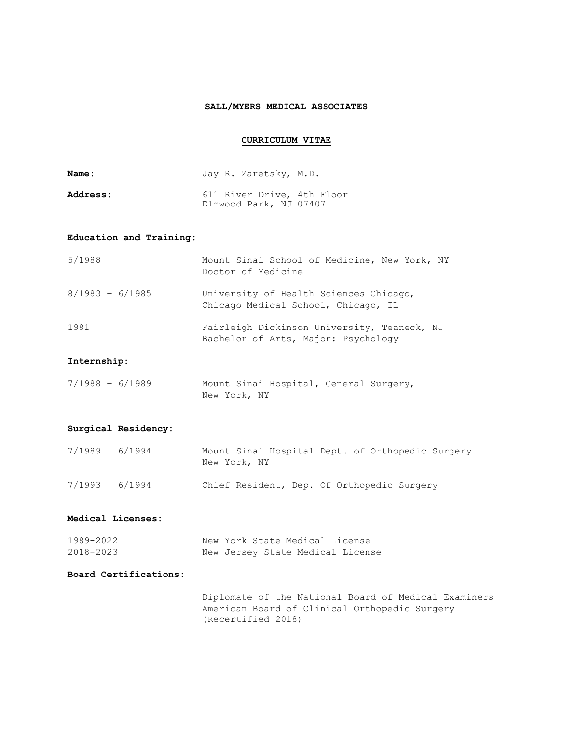**SALL/MYERS MEDICAL ASSOCIATES**

**CURRICULUM VITAE**

**Name:** Jay R. Zaretsky, M.D.

**Address:** 611 River Drive, 4th Floor
Elmwood Park, NJ 07407

**Education and Training:**

| | |
|---|---|
| 5/1988 | Mount Sinai School of Medicine, New York, NY<br>Doctor of Medicine |
| 8/1983 – 6/1985 | University of Health Sciences Chicago,<br>Chicago Medical School, Chicago, IL |
| 1981 | Fairleigh Dickinson University, Teaneck, NJ<br>Bachelor of Arts, Major: Psychology |

**Internship:**

| | |
|---|---|
| 7/1988 – 6/1989 | Mount Sinai Hospital, General Surgery,<br>New York, NY |

**Surgical Residency:**

| | |
|---|---|
| 7/1989 – 6/1994 | Mount Sinai Hospital Dept. of Orthopedic Surgery<br>New York, NY |
| 7/1993 – 6/1994 | Chief Resident, Dep. Of Orthopedic Surgery |

**Medical Licenses:**

| | |
|---|---|
| 1989-2022 | New York State Medical License |
| 2018-2023 | New Jersey State Medical License |

**Board Certifications:**

Diplomate of the National Board of Medical Examiners
American Board of Clinical Orthopedic Surgery
(Recertified 2018)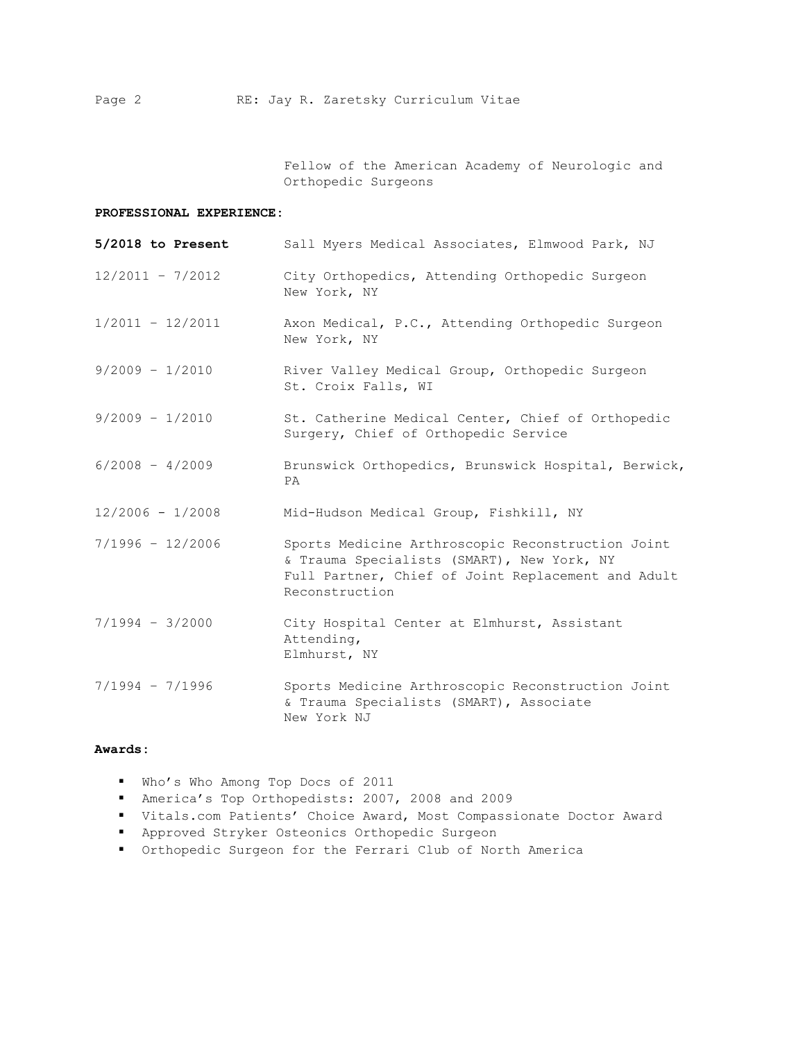Fellow of the American Academy of Neurologic and Orthopedic Surgeons

**PROFESSIONAL EXPERIENCE:**

| | |
|---|---|
| **5/2018 to Present** | Sall Myers Medical Associates, Elmwood Park, NJ |
| 12/2011 – 7/2012 | City Orthopedics, Attending Orthopedic Surgeon New York, NY |
| 1/2011 – 12/2011 | Axon Medical, P.C., Attending Orthopedic Surgeon New York, NY |
| 9/2009 – 1/2010 | River Valley Medical Group, Orthopedic Surgeon St. Croix Falls, WI |
| 9/2009 – 1/2010 | St. Catherine Medical Center, Chief of Orthopedic Surgery, Chief of Orthopedic Service |
| 6/2008 – 4/2009 | Brunswick Orthopedics, Brunswick Hospital, Berwick, PA |
| 12/2006 - 1/2008 | Mid-Hudson Medical Group, Fishkill, NY |
| 7/1996 – 12/2006 | Sports Medicine Arthroscopic Reconstruction Joint & Trauma Specialists (SMART), New York, NY Full Partner, Chief of Joint Replacement and Adult Reconstruction |
| 7/1994 – 3/2000 | City Hospital Center at Elmhurst, Assistant Attending, Elmhurst, NY |
| 7/1994 – 7/1996 | Sports Medicine Arthroscopic Reconstruction Joint & Trauma Specialists (SMART), Associate New York NJ |

**Awards:**

- Who's Who Among Top Docs of 2011
- America's Top Orthopedists: 2007, 2008 and 2009
- Vitals.com Patients' Choice Award, Most Compassionate Doctor Award
- Approved Stryker Osteonics Orthopedic Surgeon
- Orthopedic Surgeon for the Ferrari Club of North America